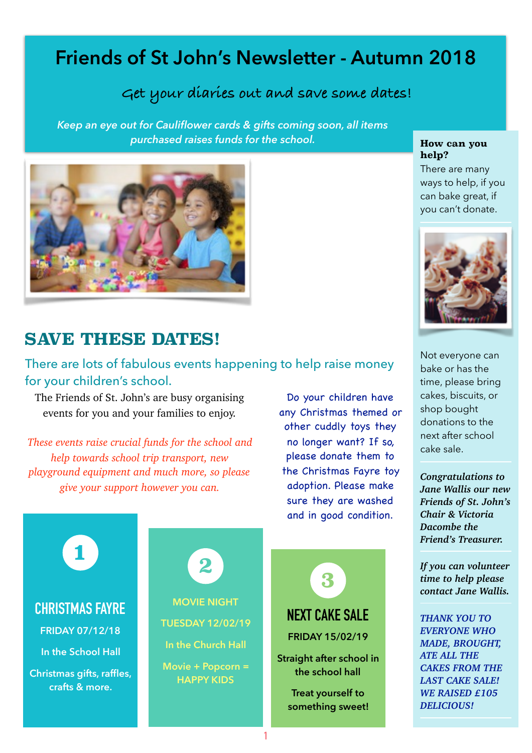# Friends of St John's Newsletter - Autumn 2018

## Get your diaries out and save some dates!

*Keep an eye out for Cauliflower cards & gifts coming soon, all items purchased raises funds for the school.*

## SAVE THESE DATES!

There are lots of fabulous events happening to help raise money for your children's school.

The Friends of St. John's are busy organising events for you and your families to enjoy.

*These events raise crucial funds for the school and help towards school trip transport, new playground equipment and much more, so please give your support however you can.*

Do your children have any Christmas themed or other cuddly toys they no longer want? If so, please donate them to the Christmas Fayre toy adoption. Please make sure they are washed and in good condition.

### 1

**CHRISTMAS FAYRE**

FRIDAY 07/12/18

In the School Hall

Christmas gifts, raffles, crafts & more.

### 2

MOVIE NIGHT

TUESDAY 12/02/19

In the Church Hall

Movie + Popcorn = HAPPY KIDS

### 3

**NEXT CAKE SALE**

FRIDAY 15/02/19

Straight after school in the school hall

Treat yourself to something sweet!

---

**How can you help?**

There are many ways to help, if you can bake great, if you can't donate.

Not everyone can bake or has the time, please bring cakes, biscuits, or shop bought donations to the next after school cake sale.

***Congratulations to Jane Wallis our new Friends of St. John's Chair & Victoria Dacombe the Friend's Treasurer.***

***If you can volunteer time to help please contact Jane Wallis.***

*THANK YOU TO EVERYONE WHO MADE, BROUGHT, ATE ALL THE CAKES FROM THE LAST CAKE SALE! WE RAISED £105 DELICIOUS!*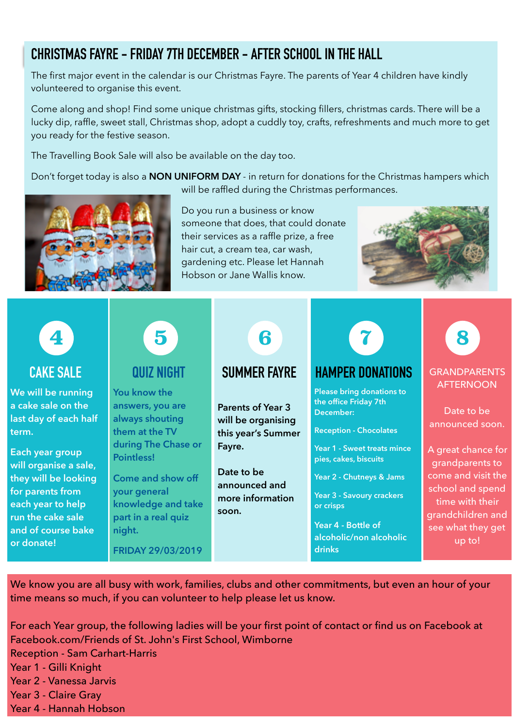## CHRISTMAS FAYRE – FRIDAY 7TH DECEMBER – AFTER SCHOOL IN THE HALL

The first major event in the calendar is our Christmas Fayre. The parents of Year 4 children have kindly volunteered to organise this event.

Come along and shop! Find some unique christmas gifts, stocking fillers, christmas cards. There will be a lucky dip, raffle, sweet stall, Christmas shop, adopt a cuddly toy, crafts, refreshments and much more to get you ready for the festive season.

The Travelling Book Sale will also be available on the day too.

Don't forget today is also a **NON UNIFORM DAY** - in return for donations for the Christmas hampers which will be raffled during the Christmas performances.

Do you run a business or know someone that does, that could donate their services as a raffle prize, a free hair cut, a cream tea, car wash, gardening etc. Please let Hannah Hobson or Jane Wallis know.

### 4 CAKE SALE

We will be running a cake sale on the last day of each half term.

Each year group will organise a sale, they will be looking for parents from each year to help run the cake sale and of course bake or donate!

### 5 QUIZ NIGHT

You know the answers, you are always shouting them at the TV during The Chase or Pointless!

Come and show off your general knowledge and take part in a real quiz night.

FRIDAY 29/03/2019

### 6 SUMMER FAYRE

Parents of Year 3 will be organising this year's Summer Fayre.

Date to be announced and more information soon.

### 7 HAMPER DONATIONS

Please bring donations to the office Friday 7th December:

Reception - Chocolates

Year 1 - Sweet treats mince pies, cakes, biscuits

Year 2 - Chutneys & Jams

Year 3 - Savoury crackers or crisps

Year 4 - Bottle of alcoholic/non alcoholic drinks

### 8 GRANDPARENTS AFTERNOON

Date to be announced soon.

A great chance for grandparents to come and visit the school and spend time with their grandchildren and see what they get up to!

---

We know you are all busy with work, families, clubs and other commitments, but even an hour of your time means so much, if you can volunteer to help please let us know.

For each Year group, the following ladies will be your first point of contact or find us on Facebook at Facebook.com/Friends of St. John's First School, Wimborne

Reception - Sam Carhart-Harris
Year 1 - Gilli Knight
Year 2 - Vanessa Jarvis
Year 3 - Claire Gray
Year 4 - Hannah Hobson